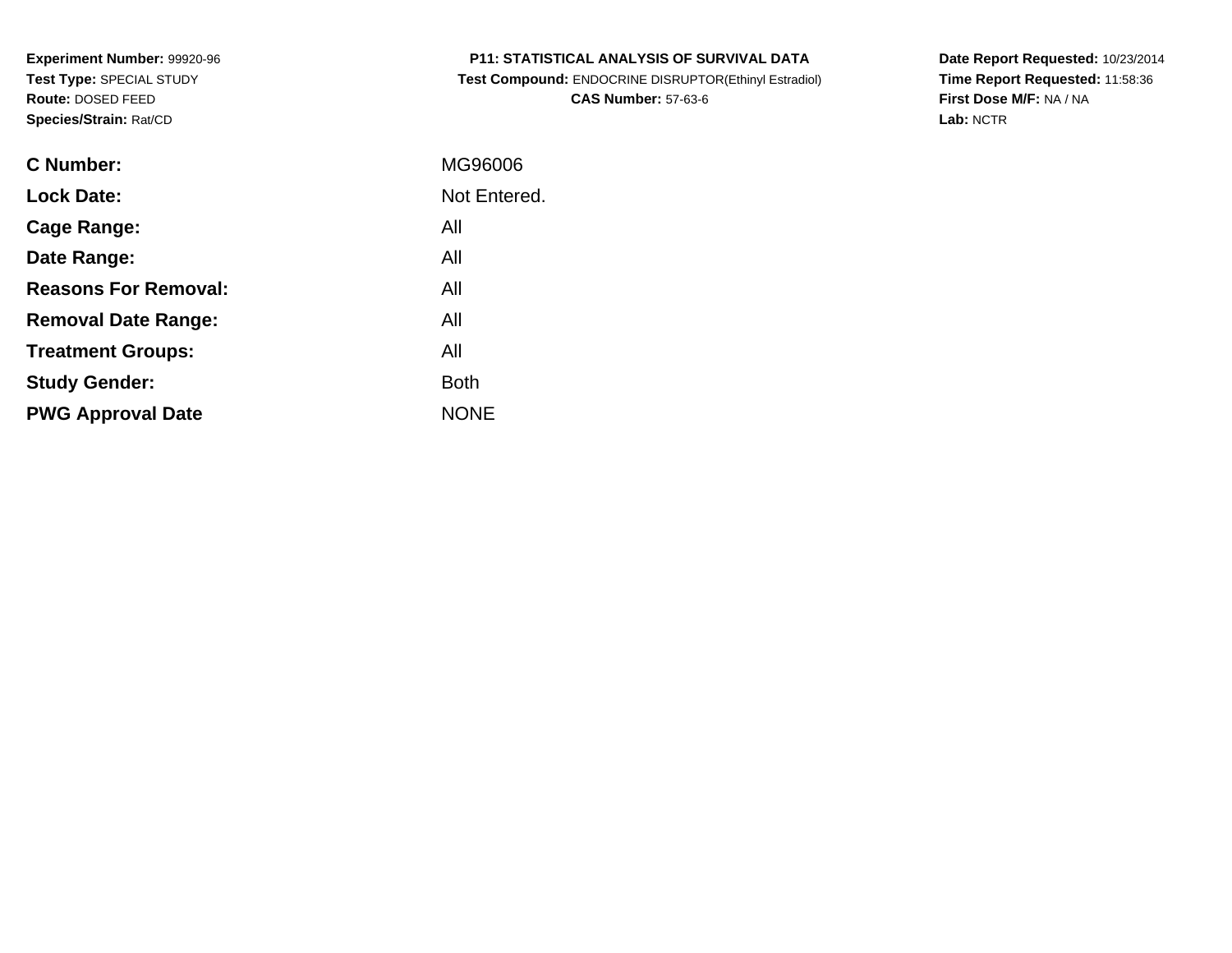**Experiment Number:** 99920-96
**Test Type:** SPECIAL STUDY
**Route:** DOSED FEED
**Species/Strain:** Rat/CD

**P11: STATISTICAL ANALYSIS OF SURVIVAL DATA**
**Test Compound:** ENDOCRINE DISRUPTOR(Ethinyl Estradiol)
**CAS Number:** 57-63-6

**Date Report Requested:** 10/23/2014
**Time Report Requested:** 11:58:36
**First Dose M/F:** NA / NA
**Lab:** NCTR

| | |
|---|---|
| **C Number:** | MG96006 |
| **Lock Date:** | Not Entered. |
| **Cage Range:** | All |
| **Date Range:** | All |
| **Reasons For Removal:** | All |
| **Removal Date Range:** | All |
| **Treatment Groups:** | All |
| **Study Gender:** | Both |
| **PWG Approval Date** | NONE |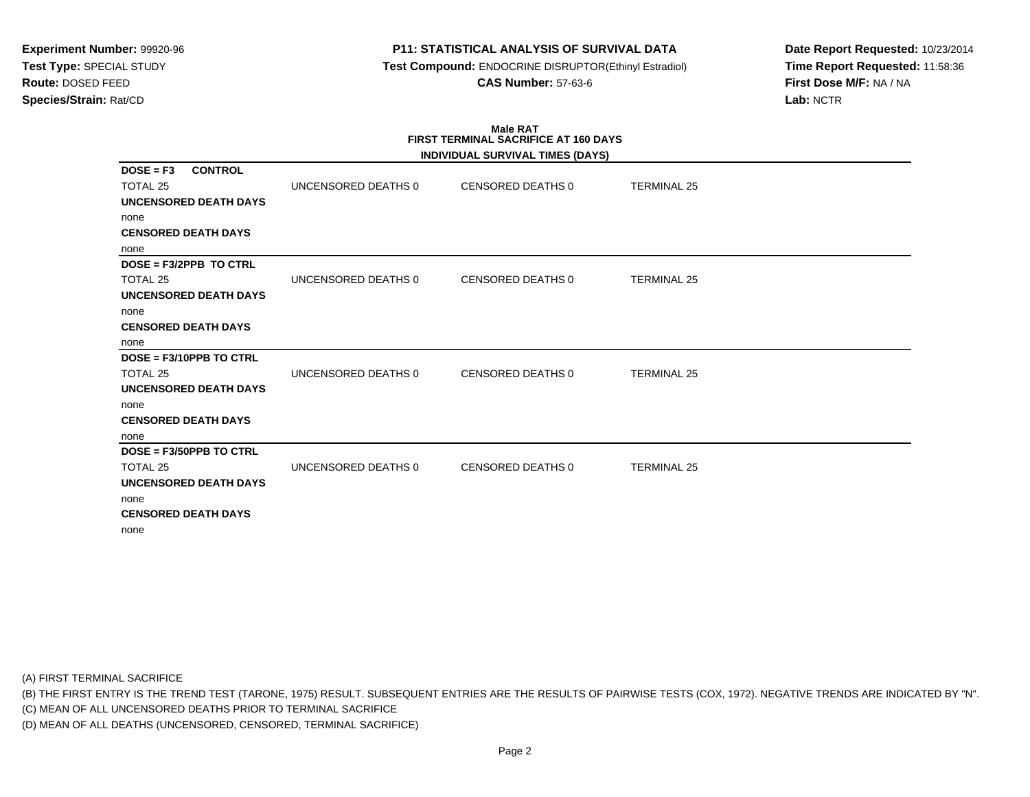**Experiment Number:** 99920-96
**Test Type:** SPECIAL STUDY
**Route:** DOSED FEED
**Species/Strain:** Rat/CD

**P11: STATISTICAL ANALYSIS OF SURVIVAL DATA**
**Test Compound:** ENDOCRINE DISRUPTOR(Ethinyl Estradiol)
**CAS Number:** 57-63-6

**Date Report Requested:** 10/23/2014
**Time Report Requested:** 11:58:36
**First Dose M/F:** NA / NA
**Lab:** NCTR

## Male RAT
### FIRST TERMINAL SACRIFICE AT 160 DAYS
### INDIVIDUAL SURVIVAL TIMES (DAYS)

**DOSE = F3 CONTROL**

TOTAL 25 | UNCENSORED DEATHS 0 | CENSORED DEATHS 0 | TERMINAL 25

**UNCENSORED DEATH DAYS**

none

**CENSORED DEATH DAYS**

none

**DOSE = F3/2PPB TO CTRL**

TOTAL 25 | UNCENSORED DEATHS 0 | CENSORED DEATHS 0 | TERMINAL 25

**UNCENSORED DEATH DAYS**

none

**CENSORED DEATH DAYS**

none

**DOSE = F3/10PPB TO CTRL**

TOTAL 25 | UNCENSORED DEATHS 0 | CENSORED DEATHS 0 | TERMINAL 25

**UNCENSORED DEATH DAYS**

none

**CENSORED DEATH DAYS**

none

**DOSE = F3/50PPB TO CTRL**

TOTAL 25 | UNCENSORED DEATHS 0 | CENSORED DEATHS 0 | TERMINAL 25

**UNCENSORED DEATH DAYS**

none

**CENSORED DEATH DAYS**

none

(A) FIRST TERMINAL SACRIFICE
(B) THE FIRST ENTRY IS THE TREND TEST (TARONE, 1975) RESULT. SUBSEQUENT ENTRIES ARE THE RESULTS OF PAIRWISE TESTS (COX, 1972). NEGATIVE TRENDS ARE INDICATED BY "N".
(C) MEAN OF ALL UNCENSORED DEATHS PRIOR TO TERMINAL SACRIFICE
(D) MEAN OF ALL DEATHS (UNCENSORED, CENSORED, TERMINAL SACRIFICE)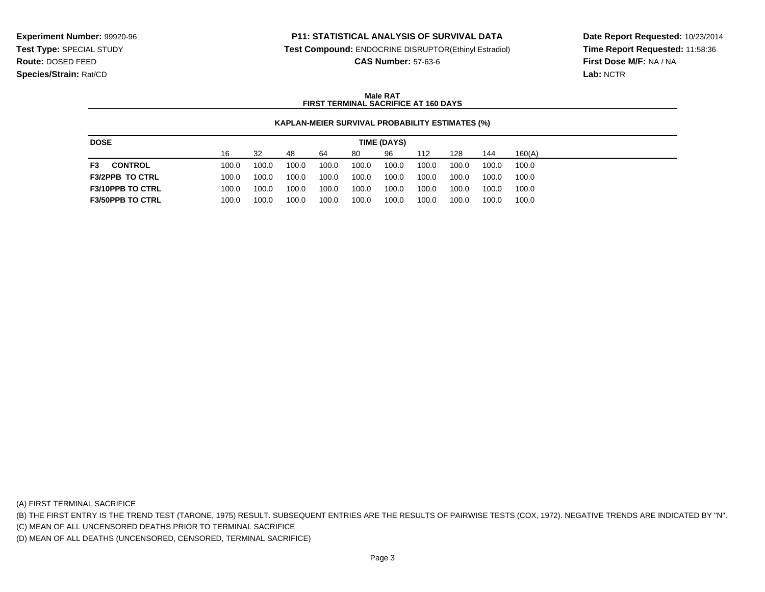**Experiment Number:** 99920-96
**Test Type:** SPECIAL STUDY
**Route:** DOSED FEED
**Species/Strain:** Rat/CD

**P11: STATISTICAL ANALYSIS OF SURVIVAL DATA**
**Test Compound:** ENDOCRINE DISRUPTOR(Ethinyl Estradiol)
**CAS Number:** 57-63-6

**Date Report Requested:** 10/23/2014
**Time Report Requested:** 11:58:36
**First Dose M/F:** NA / NA
**Lab:** NCTR

**Male RAT**
**FIRST TERMINAL SACRIFICE AT 160 DAYS**

**KAPLAN-MEIER SURVIVAL PROBABILITY ESTIMATES (%)**

| DOSE | TIME (DAYS) | | | | | | | | | |
|---|---|---|---|---|---|---|---|---|---|---|
| | 16 | 32 | 48 | 64 | 80 | 96 | 112 | 128 | 144 | 160(A) |
| **F3 CONTROL** | 100.0 | 100.0 | 100.0 | 100.0 | 100.0 | 100.0 | 100.0 | 100.0 | 100.0 | 100.0 |
| **F3/2PPB TO CTRL** | 100.0 | 100.0 | 100.0 | 100.0 | 100.0 | 100.0 | 100.0 | 100.0 | 100.0 | 100.0 |
| **F3/10PPB TO CTRL** | 100.0 | 100.0 | 100.0 | 100.0 | 100.0 | 100.0 | 100.0 | 100.0 | 100.0 | 100.0 |
| **F3/50PPB TO CTRL** | 100.0 | 100.0 | 100.0 | 100.0 | 100.0 | 100.0 | 100.0 | 100.0 | 100.0 | 100.0 |

(A) FIRST TERMINAL SACRIFICE
(B) THE FIRST ENTRY IS THE TREND TEST (TARONE, 1975) RESULT. SUBSEQUENT ENTRIES ARE THE RESULTS OF PAIRWISE TESTS (COX, 1972). NEGATIVE TRENDS ARE INDICATED BY "N".
(C) MEAN OF ALL UNCENSORED DEATHS PRIOR TO TERMINAL SACRIFICE
(D) MEAN OF ALL DEATHS (UNCENSORED, CENSORED, TERMINAL SACRIFICE)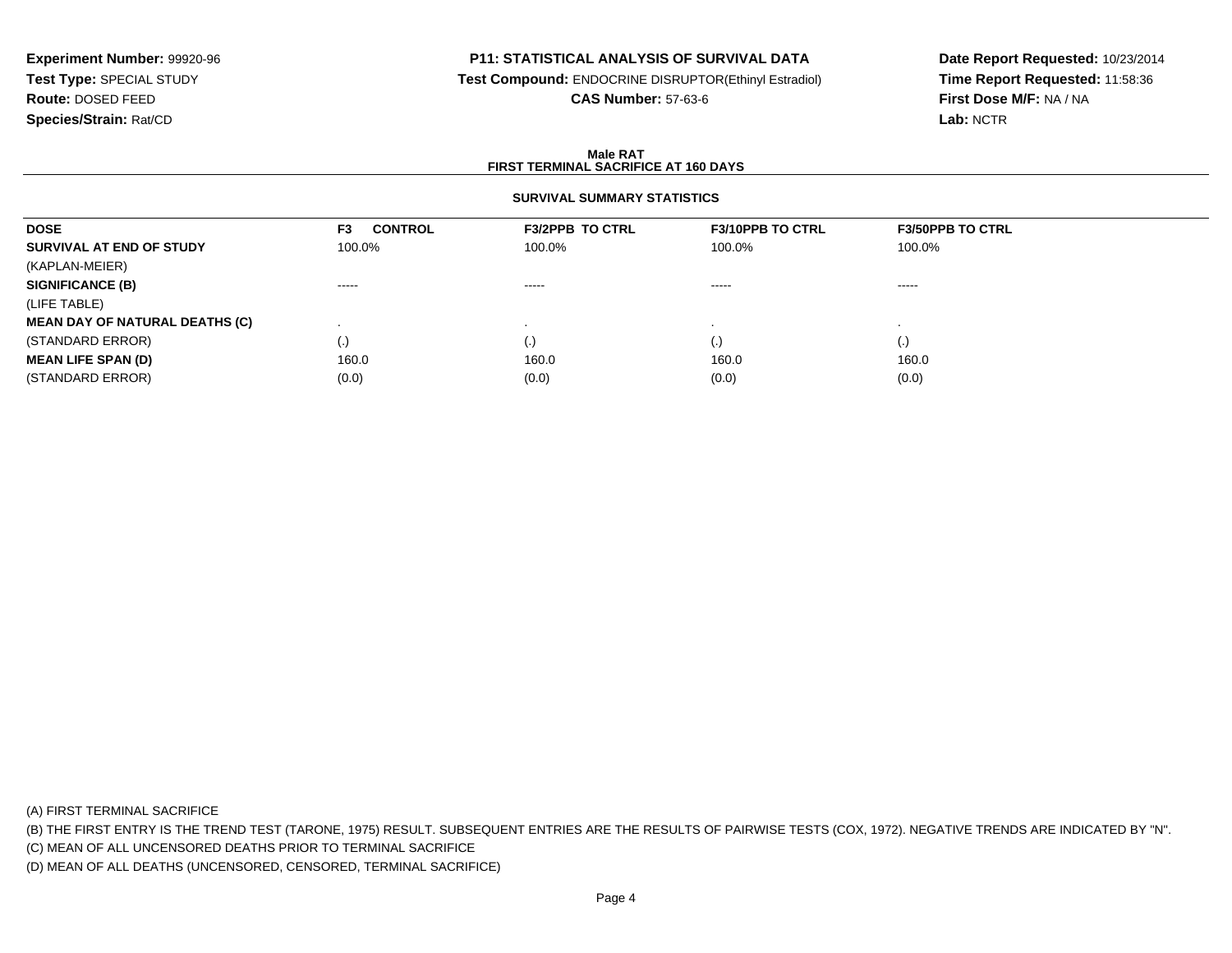**Experiment Number:** 99920-96
**Test Type:** SPECIAL STUDY
**Route:** DOSED FEED
**Species/Strain:** Rat/CD

**P11: STATISTICAL ANALYSIS OF SURVIVAL DATA**
**Test Compound:** ENDOCRINE DISRUPTOR(Ethinyl Estradiol)
**CAS Number:** 57-63-6

**Date Report Requested:** 10/23/2014
**Time Report Requested:** 11:58:36
**First Dose M/F:** NA / NA
**Lab:** NCTR

**Male RAT**
**FIRST TERMINAL SACRIFICE AT 160 DAYS**

**SURVIVAL SUMMARY STATISTICS**

| DOSE | F3 CONTROL | F3/2PPB TO CTRL | F3/10PPB TO CTRL | F3/50PPB TO CTRL |
|---|---|---|---|---|
| **SURVIVAL AT END OF STUDY** | 100.0% | 100.0% | 100.0% | 100.0% |
| (KAPLAN-MEIER) | | | | |
| **SIGNIFICANCE (B)** | ----- | ----- | ----- | ----- |
| (LIFE TABLE) | | | | |
| **MEAN DAY OF NATURAL DEATHS (C)** | . | . | . | . |
| (STANDARD ERROR) | (.) | (.) | (.) | (.) |
| **MEAN LIFE SPAN (D)** | 160.0 | 160.0 | 160.0 | 160.0 |
| (STANDARD ERROR) | (0.0) | (0.0) | (0.0) | (0.0) |

(A) FIRST TERMINAL SACRIFICE
(B) THE FIRST ENTRY IS THE TREND TEST (TARONE, 1975) RESULT. SUBSEQUENT ENTRIES ARE THE RESULTS OF PAIRWISE TESTS (COX, 1972). NEGATIVE TRENDS ARE INDICATED BY "N".
(C) MEAN OF ALL UNCENSORED DEATHS PRIOR TO TERMINAL SACRIFICE
(D) MEAN OF ALL DEATHS (UNCENSORED, CENSORED, TERMINAL SACRIFICE)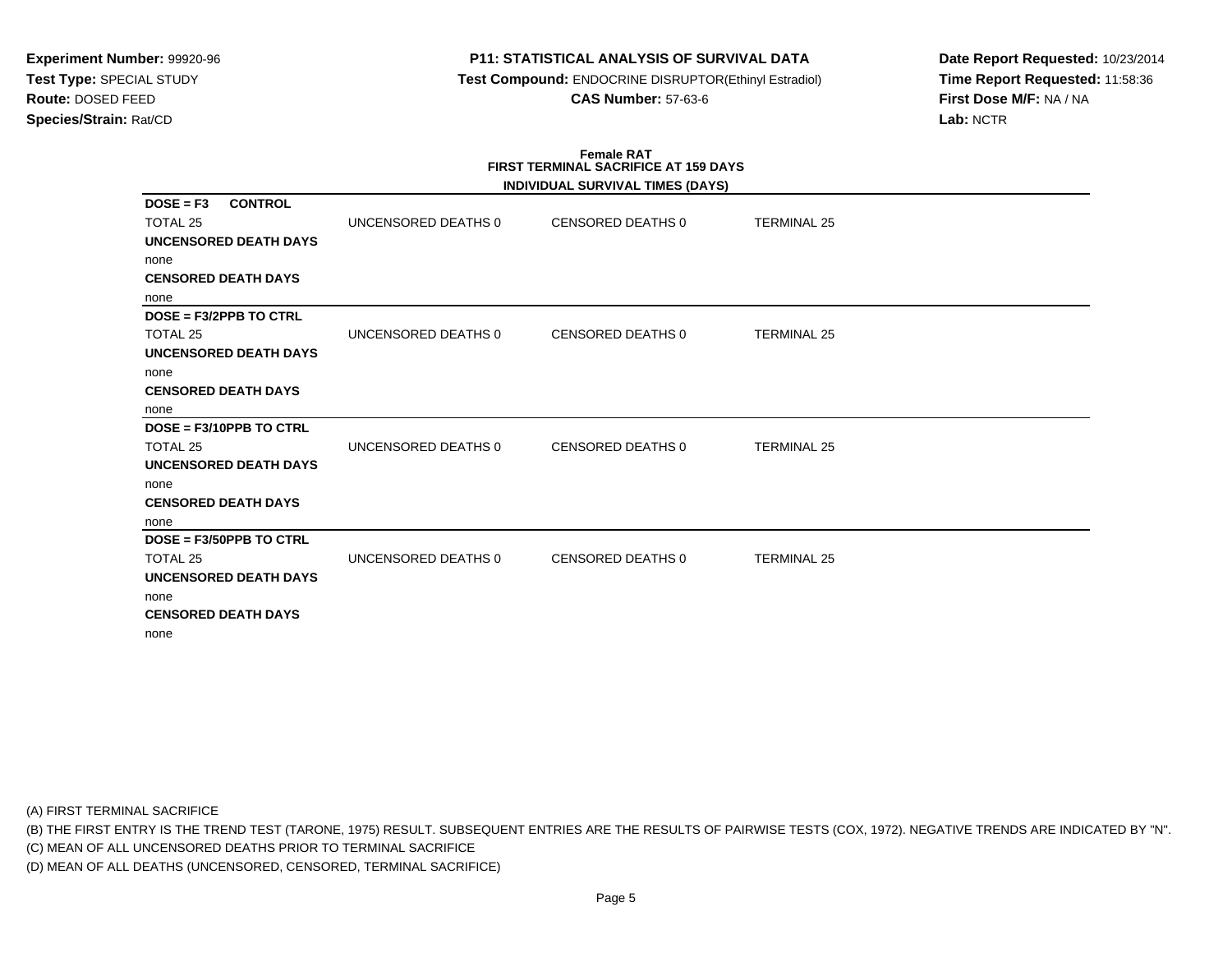**Experiment Number:** 99920-96
**Test Type:** SPECIAL STUDY
**Route:** DOSED FEED
**Species/Strain:** Rat/CD

**P11: STATISTICAL ANALYSIS OF SURVIVAL DATA**
**Test Compound:** ENDOCRINE DISRUPTOR(Ethinyl Estradiol)
**CAS Number:** 57-63-6

**Date Report Requested:** 10/23/2014
**Time Report Requested:** 11:58:36
**First Dose M/F:** NA / NA
**Lab:** NCTR

**Female RAT**
**FIRST TERMINAL SACRIFICE AT 159 DAYS**

**INDIVIDUAL SURVIVAL TIMES (DAYS)**

**DOSE = F3 CONTROL**

TOTAL 25 | UNCENSORED DEATHS 0 | CENSORED DEATHS 0 | TERMINAL 25

**UNCENSORED DEATH DAYS**

none

**CENSORED DEATH DAYS**

none

**DOSE = F3/2PPB TO CTRL**

TOTAL 25 | UNCENSORED DEATHS 0 | CENSORED DEATHS 0 | TERMINAL 25

**UNCENSORED DEATH DAYS**

none

**CENSORED DEATH DAYS**

none

**DOSE = F3/10PPB TO CTRL**

TOTAL 25 | UNCENSORED DEATHS 0 | CENSORED DEATHS 0 | TERMINAL 25

**UNCENSORED DEATH DAYS**

none

**CENSORED DEATH DAYS**

none

**DOSE = F3/50PPB TO CTRL**

TOTAL 25 | UNCENSORED DEATHS 0 | CENSORED DEATHS 0 | TERMINAL 25

**UNCENSORED DEATH DAYS**

none

**CENSORED DEATH DAYS**

none

(A) FIRST TERMINAL SACRIFICE
(B) THE FIRST ENTRY IS THE TREND TEST (TARONE, 1975) RESULT. SUBSEQUENT ENTRIES ARE THE RESULTS OF PAIRWISE TESTS (COX, 1972). NEGATIVE TRENDS ARE INDICATED BY "N".
(C) MEAN OF ALL UNCENSORED DEATHS PRIOR TO TERMINAL SACRIFICE
(D) MEAN OF ALL DEATHS (UNCENSORED, CENSORED, TERMINAL SACRIFICE)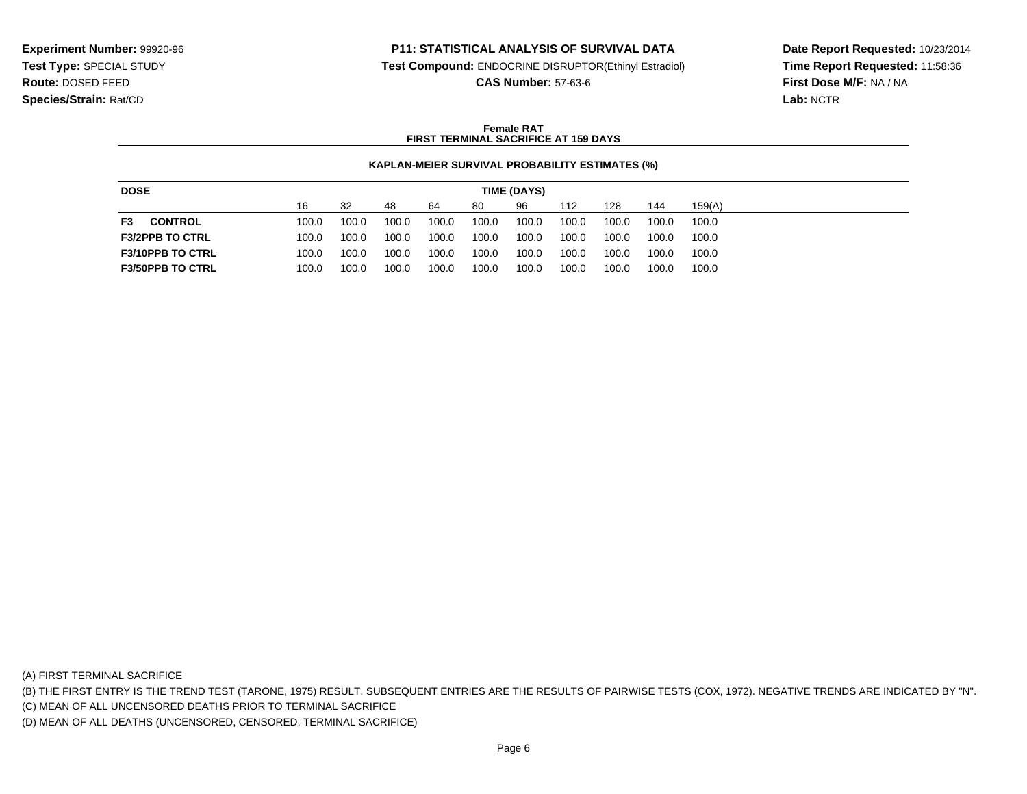**Experiment Number:** 99920-96
**Test Type:** SPECIAL STUDY
**Route:** DOSED FEED
**Species/Strain:** Rat/CD

**P11: STATISTICAL ANALYSIS OF SURVIVAL DATA**
**Test Compound:** ENDOCRINE DISRUPTOR(Ethinyl Estradiol)
**CAS Number:** 57-63-6

**Date Report Requested:** 10/23/2014
**Time Report Requested:** 11:58:36
**First Dose M/F:** NA / NA
**Lab:** NCTR

**Female RAT**
**FIRST TERMINAL SACRIFICE AT 159 DAYS**

**KAPLAN-MEIER SURVIVAL PROBABILITY ESTIMATES (%)**

| DOSE | TIME (DAYS) | | | | | | | | | |
|---|---|---|---|---|---|---|---|---|---|---|
| | 16 | 32 | 48 | 64 | 80 | 96 | 112 | 128 | 144 | 159(A) |
| **F3 CONTROL** | 100.0 | 100.0 | 100.0 | 100.0 | 100.0 | 100.0 | 100.0 | 100.0 | 100.0 | 100.0 |
| **F3/2PPB TO CTRL** | 100.0 | 100.0 | 100.0 | 100.0 | 100.0 | 100.0 | 100.0 | 100.0 | 100.0 | 100.0 |
| **F3/10PPB TO CTRL** | 100.0 | 100.0 | 100.0 | 100.0 | 100.0 | 100.0 | 100.0 | 100.0 | 100.0 | 100.0 |
| **F3/50PPB TO CTRL** | 100.0 | 100.0 | 100.0 | 100.0 | 100.0 | 100.0 | 100.0 | 100.0 | 100.0 | 100.0 |

(A) FIRST TERMINAL SACRIFICE
(B) THE FIRST ENTRY IS THE TREND TEST (TARONE, 1975) RESULT. SUBSEQUENT ENTRIES ARE THE RESULTS OF PAIRWISE TESTS (COX, 1972). NEGATIVE TRENDS ARE INDICATED BY "N".
(C) MEAN OF ALL UNCENSORED DEATHS PRIOR TO TERMINAL SACRIFICE
(D) MEAN OF ALL DEATHS (UNCENSORED, CENSORED, TERMINAL SACRIFICE)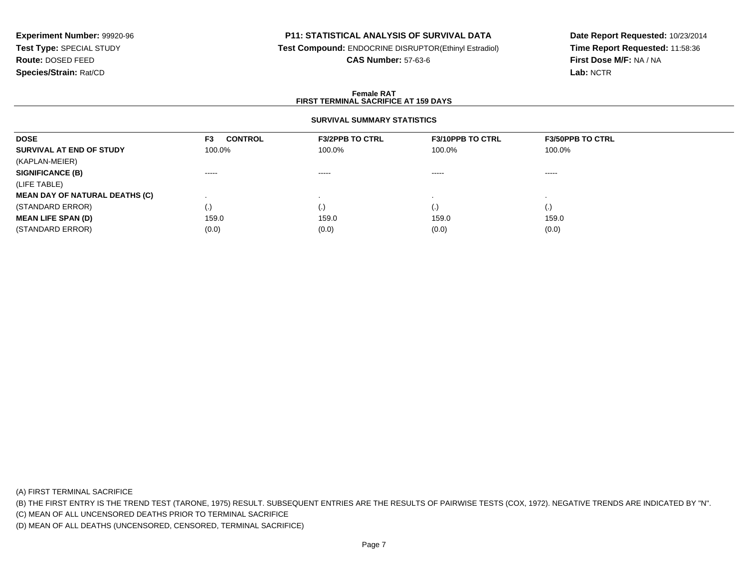**Experiment Number:** 99920-96
**Test Type:** SPECIAL STUDY
**Route:** DOSED FEED
**Species/Strain:** Rat/CD

**P11: STATISTICAL ANALYSIS OF SURVIVAL DATA**
**Test Compound:** ENDOCRINE DISRUPTOR(Ethinyl Estradiol)
**CAS Number:** 57-63-6

**Date Report Requested:** 10/23/2014
**Time Report Requested:** 11:58:36
**First Dose M/F:** NA / NA
**Lab:** NCTR

## Female RAT
## FIRST TERMINAL SACRIFICE AT 159 DAYS

### SURVIVAL SUMMARY STATISTICS

| DOSE | F3 CONTROL | F3/2PPB TO CTRL | F3/10PPB TO CTRL | F3/50PPB TO CTRL |
|---|---|---|---|---|
| **SURVIVAL AT END OF STUDY** | 100.0% | 100.0% | 100.0% | 100.0% |
| (KAPLAN-MEIER) | | | | |
| **SIGNIFICANCE (B)** | ----- | ----- | ----- | ----- |
| (LIFE TABLE) | | | | |
| **MEAN DAY OF NATURAL DEATHS (C)** | . | . | . | . |
| (STANDARD ERROR) | (.) | (.) | (.) | (.) |
| **MEAN LIFE SPAN (D)** | 159.0 | 159.0 | 159.0 | 159.0 |
| (STANDARD ERROR) | (0.0) | (0.0) | (0.0) | (0.0) |

(A) FIRST TERMINAL SACRIFICE
(B) THE FIRST ENTRY IS THE TREND TEST (TARONE, 1975) RESULT. SUBSEQUENT ENTRIES ARE THE RESULTS OF PAIRWISE TESTS (COX, 1972). NEGATIVE TRENDS ARE INDICATED BY "N".
(C) MEAN OF ALL UNCENSORED DEATHS PRIOR TO TERMINAL SACRIFICE
(D) MEAN OF ALL DEATHS (UNCENSORED, CENSORED, TERMINAL SACRIFICE)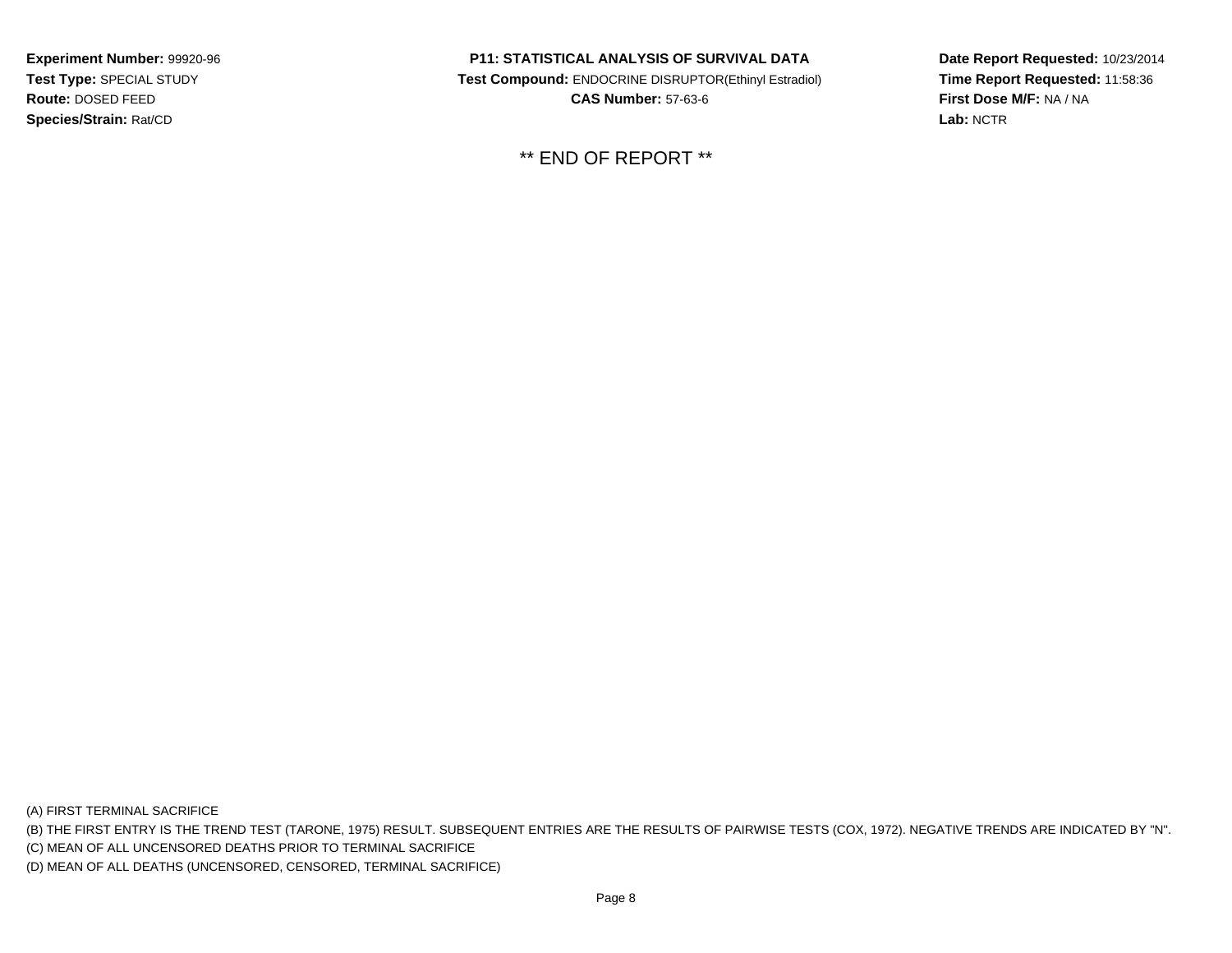**Experiment Number:** 99920-96
**Test Type:** SPECIAL STUDY
**Route:** DOSED FEED
**Species/Strain:** Rat/CD

**P11: STATISTICAL ANALYSIS OF SURVIVAL DATA**
**Test Compound:** ENDOCRINE DISRUPTOR(Ethinyl Estradiol)
**CAS Number:** 57-63-6

**Date Report Requested:** 10/23/2014
**Time Report Requested:** 11:58:36
**First Dose M/F:** NA / NA
**Lab:** NCTR

** END OF REPORT **

(A) FIRST TERMINAL SACRIFICE
(B) THE FIRST ENTRY IS THE TREND TEST (TARONE, 1975) RESULT. SUBSEQUENT ENTRIES ARE THE RESULTS OF PAIRWISE TESTS (COX, 1972). NEGATIVE TRENDS ARE INDICATED BY "N".
(C) MEAN OF ALL UNCENSORED DEATHS PRIOR TO TERMINAL SACRIFICE
(D) MEAN OF ALL DEATHS (UNCENSORED, CENSORED, TERMINAL SACRIFICE)